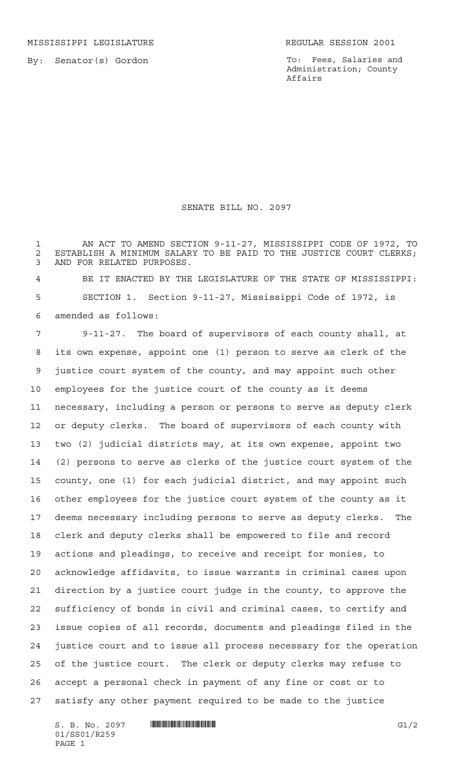MISSISSIPPI LEGISLATURE REGULAR SESSION 2001

By: Senator(s) Gordon

To: Fees, Salaries and Administration; County Affairs

# SENATE BILL NO. 2097

AN ACT TO AMEND SECTION 9-11-27, MISSISSIPPI CODE OF 1972, TO ESTABLISH A MINIMUM SALARY TO BE PAID TO THE JUSTICE COURT CLERKS; AND FOR RELATED PURPOSES.

BE IT ENACTED BY THE LEGISLATURE OF THE STATE OF MISSISSIPPI:

SECTION 1. Section 9-11-27, Mississippi Code of 1972, is amended as follows:

9-11-27. The board of supervisors of each county shall, at its own expense, appoint one (1) person to serve as clerk of the justice court system of the county, and may appoint such other employees for the justice court of the county as it deems necessary, including a person or persons to serve as deputy clerk or deputy clerks. The board of supervisors of each county with two (2) judicial districts may, at its own expense, appoint two (2) persons to serve as clerks of the justice court system of the county, one (1) for each judicial district, and may appoint such other employees for the justice court system of the county as it deems necessary including persons to serve as deputy clerks. The clerk and deputy clerks shall be empowered to file and record actions and pleadings, to receive and receipt for monies, to acknowledge affidavits, to issue warrants in criminal cases upon direction by a justice court judge in the county, to approve the sufficiency of bonds in civil and criminal cases, to certify and issue copies of all records, documents and pleadings filed in the justice court and to issue all process necessary for the operation of the justice court. The clerk or deputy clerks may refuse to accept a personal check in payment of any fine or cost or to satisfy any other payment required to be made to the justice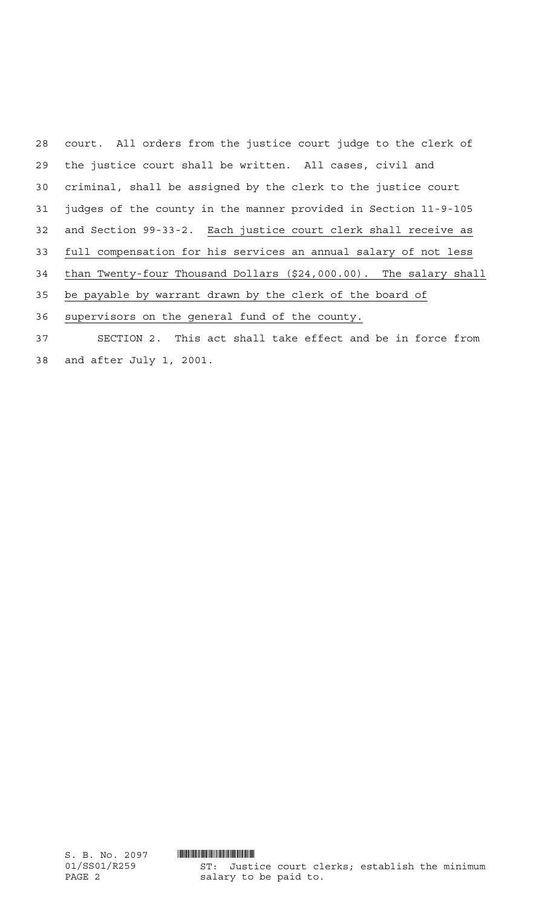court. All orders from the justice court judge to the clerk of the justice court shall be written. All cases, civil and criminal, shall be assigned by the clerk to the justice court judges of the county in the manner provided in Section 11-9-105 and Section 99-33-2. Each justice court clerk shall receive as full compensation for his services an annual salary of not less than Twenty-four Thousand Dollars ($24,000.00). The salary shall be payable by warrant drawn by the clerk of the board of supervisors on the general fund of the county.

SECTION 2. This act shall take effect and be in force from and after July 1, 2001.

ST: Justice court clerks; establish the minimum salary to be paid to.